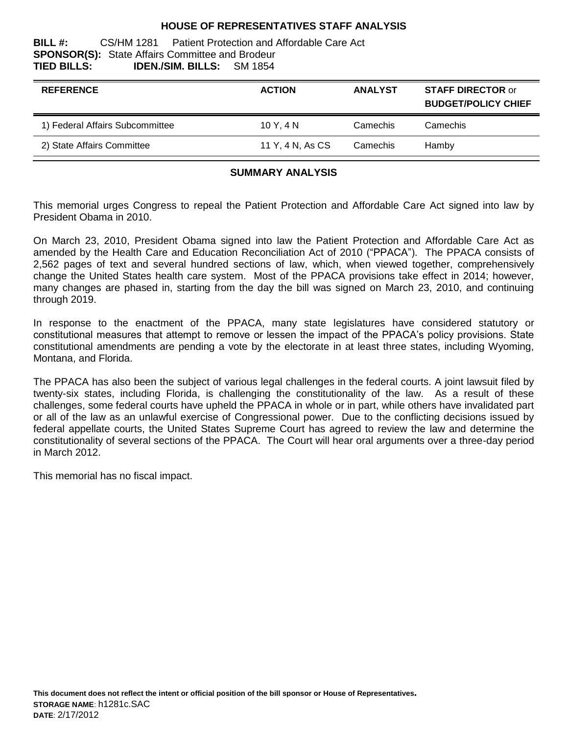# HOUSE OF REPRESENTATIVES STAFF ANALYSIS

**BILL #:** CS/HM 1281 Patient Protection and Affordable Care Act
**SPONSOR(S):** State Affairs Committee and Brodeur
**TIED BILLS:** **IDEN./SIM. BILLS:** SM 1854

| REFERENCE | ACTION | ANALYST | STAFF DIRECTOR or BUDGET/POLICY CHIEF |
|---|---|---|---|
| 1) Federal Affairs Subcommittee | 10 Y, 4 N | Camechis | Camechis |
| 2) State Affairs Committee | 11 Y, 4 N, As CS | Camechis | Hamby |

## SUMMARY ANALYSIS

This memorial urges Congress to repeal the Patient Protection and Affordable Care Act signed into law by President Obama in 2010.

On March 23, 2010, President Obama signed into law the Patient Protection and Affordable Care Act as amended by the Health Care and Education Reconciliation Act of 2010 ("PPACA"). The PPACA consists of 2,562 pages of text and several hundred sections of law, which, when viewed together, comprehensively change the United States health care system. Most of the PPACA provisions take effect in 2014; however, many changes are phased in, starting from the day the bill was signed on March 23, 2010, and continuing through 2019.

In response to the enactment of the PPACA, many state legislatures have considered statutory or constitutional measures that attempt to remove or lessen the impact of the PPACA's policy provisions. State constitutional amendments are pending a vote by the electorate in at least three states, including Wyoming, Montana, and Florida.

The PPACA has also been the subject of various legal challenges in the federal courts. A joint lawsuit filed by twenty-six states, including Florida, is challenging the constitutionality of the law. As a result of these challenges, some federal courts have upheld the PPACA in whole or in part, while others have invalidated part or all of the law as an unlawful exercise of Congressional power. Due to the conflicting decisions issued by federal appellate courts, the United States Supreme Court has agreed to review the law and determine the constitutionality of several sections of the PPACA. The Court will hear oral arguments over a three-day period in March 2012.

This memorial has no fiscal impact.

**This document does not reflect the intent or official position of the bill sponsor or House of Representatives.**
**STORAGE NAME**: h1281c.SAC
**DATE**: 2/17/2012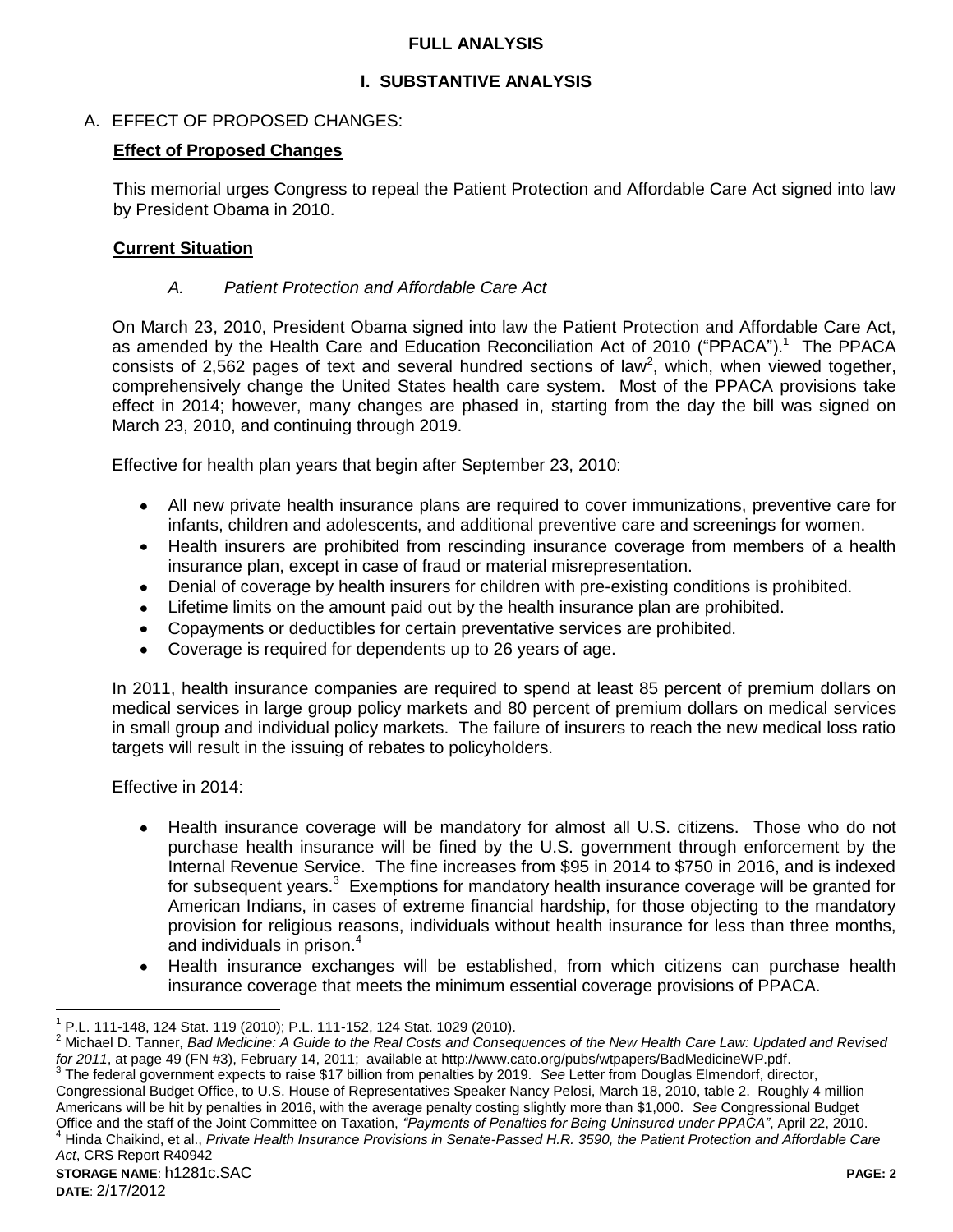# FULL ANALYSIS

## I. SUBSTANTIVE ANALYSIS

A. EFFECT OF PROPOSED CHANGES:

**Effect of Proposed Changes**

This memorial urges Congress to repeal the Patient Protection and Affordable Care Act signed into law by President Obama in 2010.

**Current Situation**

*A. Patient Protection and Affordable Care Act*

On March 23, 2010, President Obama signed into law the Patient Protection and Affordable Care Act, as amended by the Health Care and Education Reconciliation Act of 2010 ("PPACA").[1] The PPACA consists of 2,562 pages of text and several hundred sections of law[2], which, when viewed together, comprehensively change the United States health care system. Most of the PPACA provisions take effect in 2014; however, many changes are phased in, starting from the day the bill was signed on March 23, 2010, and continuing through 2019.

Effective for health plan years that begin after September 23, 2010:

- All new private health insurance plans are required to cover immunizations, preventive care for infants, children and adolescents, and additional preventive care and screenings for women.
- Health insurers are prohibited from rescinding insurance coverage from members of a health insurance plan, except in case of fraud or material misrepresentation.
- Denial of coverage by health insurers for children with pre-existing conditions is prohibited.
- Lifetime limits on the amount paid out by the health insurance plan are prohibited.
- Copayments or deductibles for certain preventative services are prohibited.
- Coverage is required for dependents up to 26 years of age.

In 2011, health insurance companies are required to spend at least 85 percent of premium dollars on medical services in large group policy markets and 80 percent of premium dollars on medical services in small group and individual policy markets. The failure of insurers to reach the new medical loss ratio targets will result in the issuing of rebates to policyholders.

Effective in 2014:

- Health insurance coverage will be mandatory for almost all U.S. citizens. Those who do not purchase health insurance will be fined by the U.S. government through enforcement by the Internal Revenue Service. The fine increases from $95 in 2014 to $750 in 2016, and is indexed for subsequent years.[3] Exemptions for mandatory health insurance coverage will be granted for American Indians, in cases of extreme financial hardship, for those objecting to the mandatory provision for religious reasons, individuals without health insurance for less than three months, and individuals in prison.[4]
- Health insurance exchanges will be established, from which citizens can purchase health insurance coverage that meets the minimum essential coverage provisions of PPACA.

---

[1] P.L. 111-148, 124 Stat. 119 (2010); P.L. 111-152, 124 Stat. 1029 (2010).

[2] Michael D. Tanner, *Bad Medicine: A Guide to the Real Costs and Consequences of the New Health Care Law: Updated and Revised for 2011*, at page 49 (FN #3), February 14, 2011; available at http://www.cato.org/pubs/wtpapers/BadMedicineWP.pdf.

[3] The federal government expects to raise $17 billion from penalties by 2019. *See* Letter from Douglas Elmendorf, director, Congressional Budget Office, to U.S. House of Representatives Speaker Nancy Pelosi, March 18, 2010, table 2. Roughly 4 million Americans will be hit by penalties in 2016, with the average penalty costing slightly more than $1,000. *See* Congressional Budget Office and the staff of the Joint Committee on Taxation, *"Payments of Penalties for Being Uninsured under PPACA"*, April 22, 2010.

[4] Hinda Chaikind, et al., *Private Health Insurance Provisions in Senate-Passed H.R. 3590, the Patient Protection and Affordable Care Act*, CRS Report R40942

**STORAGE NAME**: h1281c.SAC

**DATE**: 2/17/2012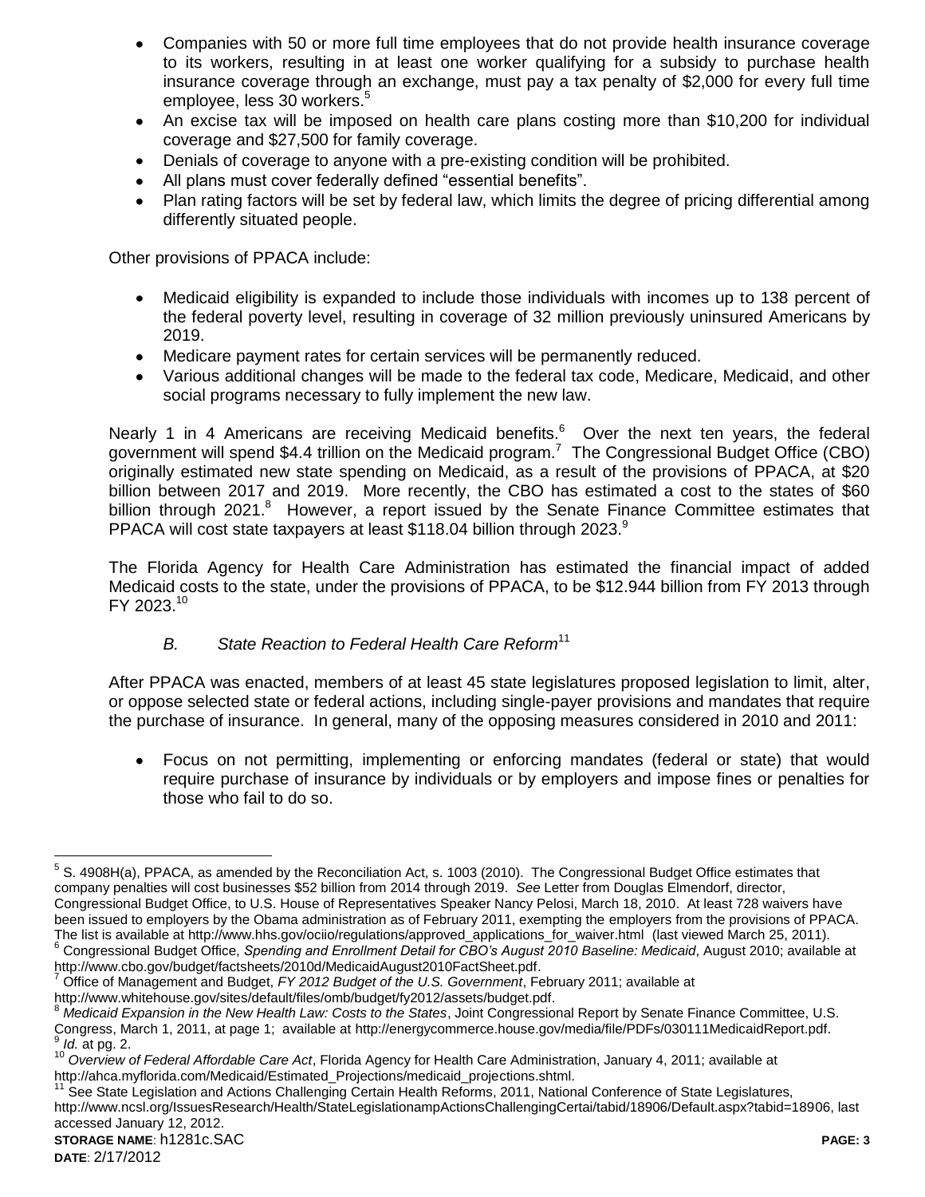- Companies with 50 or more full time employees that do not provide health insurance coverage to its workers, resulting in at least one worker qualifying for a subsidy to purchase health insurance coverage through an exchange, must pay a tax penalty of $2,000 for every full time employee, less 30 workers.[5]
- An excise tax will be imposed on health care plans costing more than $10,200 for individual coverage and $27,500 for family coverage.
- Denials of coverage to anyone with a pre-existing condition will be prohibited.
- All plans must cover federally defined "essential benefits".
- Plan rating factors will be set by federal law, which limits the degree of pricing differential among differently situated people.

Other provisions of PPACA include:

- Medicaid eligibility is expanded to include those individuals with incomes up to 138 percent of the federal poverty level, resulting in coverage of 32 million previously uninsured Americans by 2019.
- Medicare payment rates for certain services will be permanently reduced.
- Various additional changes will be made to the federal tax code, Medicare, Medicaid, and other social programs necessary to fully implement the new law.

Nearly 1 in 4 Americans are receiving Medicaid benefits.[6] Over the next ten years, the federal government will spend $4.4 trillion on the Medicaid program.[7] The Congressional Budget Office (CBO) originally estimated new state spending on Medicaid, as a result of the provisions of PPACA, at $20 billion between 2017 and 2019. More recently, the CBO has estimated a cost to the states of $60 billion through 2021.[8] However, a report issued by the Senate Finance Committee estimates that PPACA will cost state taxpayers at least $118.04 billion through 2023.[9]

The Florida Agency for Health Care Administration has estimated the financial impact of added Medicaid costs to the state, under the provisions of PPACA, to be $12.944 billion from FY 2013 through FY 2023.[10]

### *B. State Reaction to Federal Health Care Reform*[11]

After PPACA was enacted, members of at least 45 state legislatures proposed legislation to limit, alter, or oppose selected state or federal actions, including single-payer provisions and mandates that require the purchase of insurance. In general, many of the opposing measures considered in 2010 and 2011:

- Focus on not permitting, implementing or enforcing mandates (federal or state) that would require purchase of insurance by individuals or by employers and impose fines or penalties for those who fail to do so.

---

[5] S. 4908H(a), PPACA, as amended by the Reconciliation Act, s. 1003 (2010). The Congressional Budget Office estimates that company penalties will cost businesses $52 billion from 2014 through 2019. *See* Letter from Douglas Elmendorf, director, Congressional Budget Office, to U.S. House of Representatives Speaker Nancy Pelosi, March 18, 2010. At least 728 waivers have been issued to employers by the Obama administration as of February 2011, exempting the employers from the provisions of PPACA. The list is available at http://www.hhs.gov/ociio/regulations/approved_applications_for_waiver.html (last viewed March 25, 2011).

[6] Congressional Budget Office, *Spending and Enrollment Detail for CBO's August 2010 Baseline: Medicaid*, August 2010; available at http://www.cbo.gov/budget/factsheets/2010d/MedicaidAugust2010FactSheet.pdf.

[7] Office of Management and Budget, *FY 2012 Budget of the U.S. Government*, February 2011; available at http://www.whitehouse.gov/sites/default/files/omb/budget/fy2012/assets/budget.pdf.

[8] *Medicaid Expansion in the New Health Law: Costs to the States*, Joint Congressional Report by Senate Finance Committee, U.S. Congress, March 1, 2011, at page 1; available at http://energycommerce.house.gov/media/file/PDFs/030111MedicaidReport.pdf.

[9] *Id.* at pg. 2.

[10] *Overview of Federal Affordable Care Act*, Florida Agency for Health Care Administration, January 4, 2011; available at http://ahca.myflorida.com/Medicaid/Estimated_Projections/medicaid_projections.shtml.

[11] See State Legislation and Actions Challenging Certain Health Reforms, 2011, National Conference of State Legislatures, http://www.ncsl.org/IssuesResearch/Health/StateLegislationampActionsChallengingCertai/tabid/18906/Default.aspx?tabid=18906, last accessed January 12, 2012.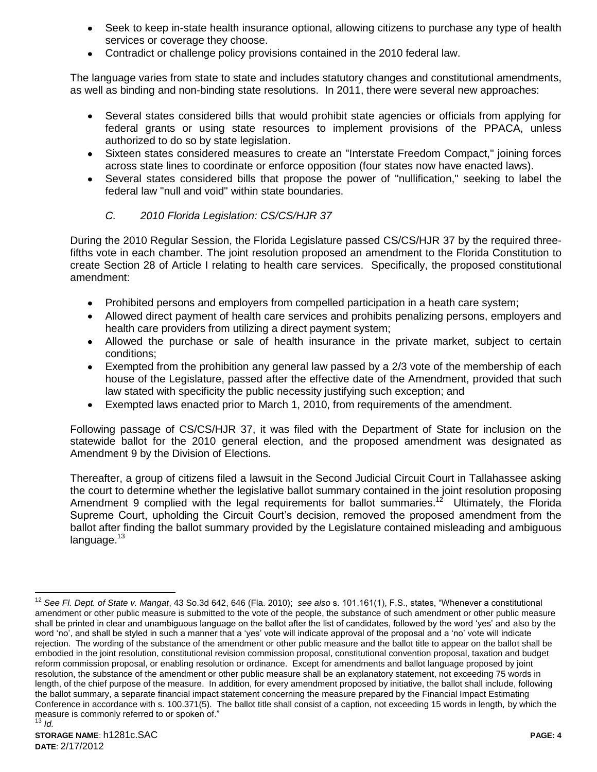- Seek to keep in-state health insurance optional, allowing citizens to purchase any type of health services or coverage they choose.
- Contradict or challenge policy provisions contained in the 2010 federal law.

The language varies from state to state and includes statutory changes and constitutional amendments, as well as binding and non-binding state resolutions. In 2011, there were several new approaches:

- Several states considered bills that would prohibit state agencies or officials from applying for federal grants or using state resources to implement provisions of the PPACA, unless authorized to do so by state legislation.
- Sixteen states considered measures to create an "Interstate Freedom Compact," joining forces across state lines to coordinate or enforce opposition (four states now have enacted laws).
- Several states considered bills that propose the power of "nullification," seeking to label the federal law "null and void" within state boundaries.

### *C. 2010 Florida Legislation: CS/CS/HJR 37*

During the 2010 Regular Session, the Florida Legislature passed CS/CS/HJR 37 by the required three-fifths vote in each chamber. The joint resolution proposed an amendment to the Florida Constitution to create Section 28 of Article I relating to health care services. Specifically, the proposed constitutional amendment:

- Prohibited persons and employers from compelled participation in a heath care system;
- Allowed direct payment of health care services and prohibits penalizing persons, employers and health care providers from utilizing a direct payment system;
- Allowed the purchase or sale of health insurance in the private market, subject to certain conditions;
- Exempted from the prohibition any general law passed by a 2/3 vote of the membership of each house of the Legislature, passed after the effective date of the Amendment, provided that such law stated with specificity the public necessity justifying such exception; and
- Exempted laws enacted prior to March 1, 2010, from requirements of the amendment.

Following passage of CS/CS/HJR 37, it was filed with the Department of State for inclusion on the statewide ballot for the 2010 general election, and the proposed amendment was designated as Amendment 9 by the Division of Elections.

Thereafter, a group of citizens filed a lawsuit in the Second Judicial Circuit Court in Tallahassee asking the court to determine whether the legislative ballot summary contained in the joint resolution proposing Amendment 9 complied with the legal requirements for ballot summaries.[12] Ultimately, the Florida Supreme Court, upholding the Circuit Court's decision, removed the proposed amendment from the ballot after finding the ballot summary provided by the Legislature contained misleading and ambiguous language.[13]

---

[12] *See Fl. Dept. of State v. Mangat*, 43 So.3d 642, 646 (Fla. 2010); *see also* s. 101.161(1), F.S., states, "Whenever a constitutional amendment or other public measure is submitted to the vote of the people, the substance of such amendment or other public measure shall be printed in clear and unambiguous language on the ballot after the list of candidates, followed by the word 'yes' and also by the word 'no', and shall be styled in such a manner that a 'yes' vote will indicate approval of the proposal and a 'no' vote will indicate rejection. The wording of the substance of the amendment or other public measure and the ballot title to appear on the ballot shall be embodied in the joint resolution, constitutional revision commission proposal, constitutional convention proposal, taxation and budget reform commission proposal, or enabling resolution or ordinance. Except for amendments and ballot language proposed by joint resolution, the substance of the amendment or other public measure shall be an explanatory statement, not exceeding 75 words in length, of the chief purpose of the measure. In addition, for every amendment proposed by initiative, the ballot shall include, following the ballot summary, a separate financial impact statement concerning the measure prepared by the Financial Impact Estimating Conference in accordance with s. 100.371(5). The ballot title shall consist of a caption, not exceeding 15 words in length, by which the measure is commonly referred to or spoken of."

[13] *Id.*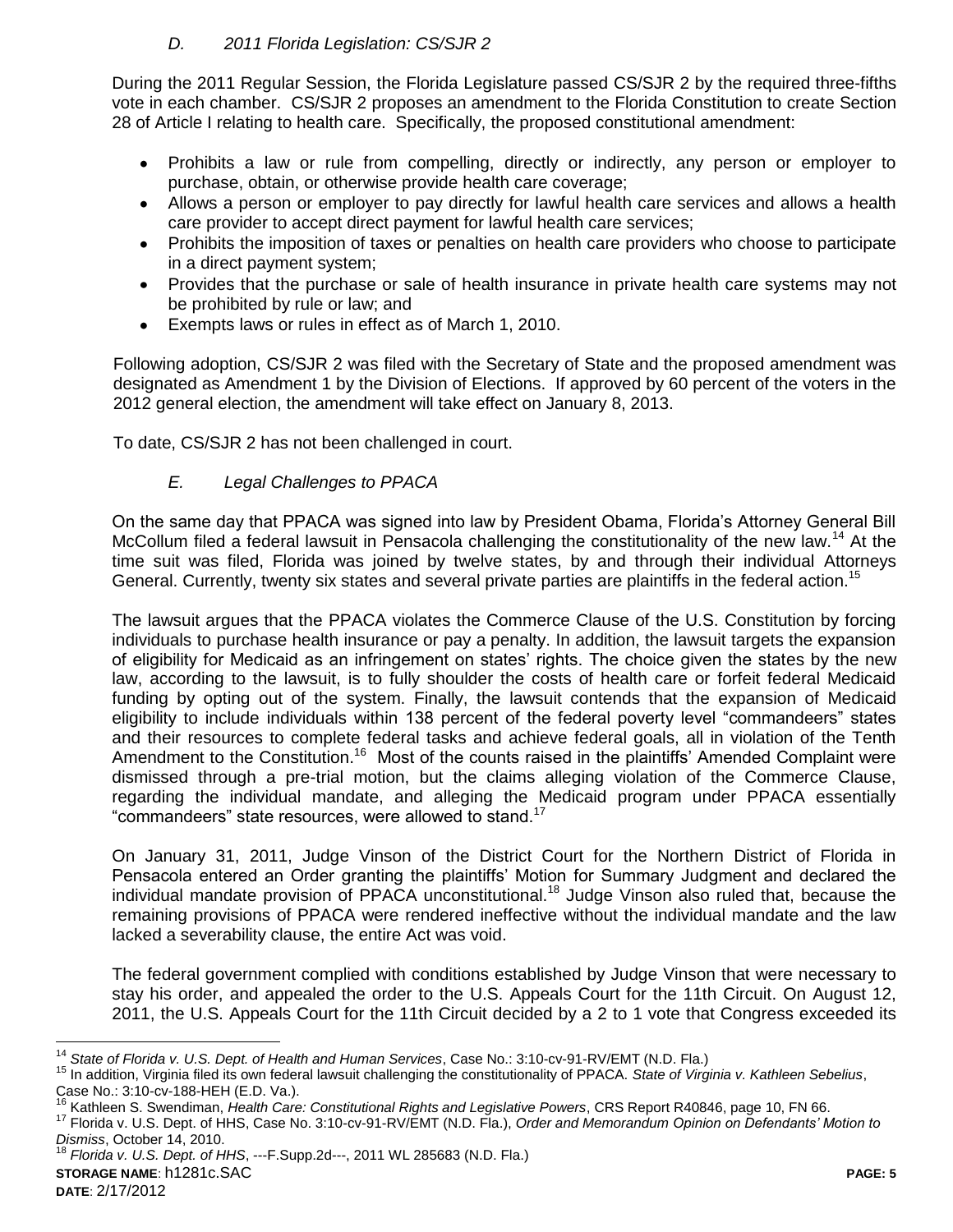### *D. 2011 Florida Legislation: CS/SJR 2*

During the 2011 Regular Session, the Florida Legislature passed CS/SJR 2 by the required three-fifths vote in each chamber. CS/SJR 2 proposes an amendment to the Florida Constitution to create Section 28 of Article I relating to health care. Specifically, the proposed constitutional amendment:

- Prohibits a law or rule from compelling, directly or indirectly, any person or employer to purchase, obtain, or otherwise provide health care coverage;
- Allows a person or employer to pay directly for lawful health care services and allows a health care provider to accept direct payment for lawful health care services;
- Prohibits the imposition of taxes or penalties on health care providers who choose to participate in a direct payment system;
- Provides that the purchase or sale of health insurance in private health care systems may not be prohibited by rule or law; and
- Exempts laws or rules in effect as of March 1, 2010.

Following adoption, CS/SJR 2 was filed with the Secretary of State and the proposed amendment was designated as Amendment 1 by the Division of Elections. If approved by 60 percent of the voters in the 2012 general election, the amendment will take effect on January 8, 2013.

To date, CS/SJR 2 has not been challenged in court.

### *E. Legal Challenges to PPACA*

On the same day that PPACA was signed into law by President Obama, Florida's Attorney General Bill McCollum filed a federal lawsuit in Pensacola challenging the constitutionality of the new law.[14] At the time suit was filed, Florida was joined by twelve states, by and through their individual Attorneys General. Currently, twenty six states and several private parties are plaintiffs in the federal action.[15]

The lawsuit argues that the PPACA violates the Commerce Clause of the U.S. Constitution by forcing individuals to purchase health insurance or pay a penalty. In addition, the lawsuit targets the expansion of eligibility for Medicaid as an infringement on states' rights. The choice given the states by the new law, according to the lawsuit, is to fully shoulder the costs of health care or forfeit federal Medicaid funding by opting out of the system. Finally, the lawsuit contends that the expansion of Medicaid eligibility to include individuals within 138 percent of the federal poverty level "commandeers" states and their resources to complete federal tasks and achieve federal goals, all in violation of the Tenth Amendment to the Constitution.[16] Most of the counts raised in the plaintiffs' Amended Complaint were dismissed through a pre-trial motion, but the claims alleging violation of the Commerce Clause, regarding the individual mandate, and alleging the Medicaid program under PPACA essentially "commandeers" state resources, were allowed to stand.[17]

On January 31, 2011, Judge Vinson of the District Court for the Northern District of Florida in Pensacola entered an Order granting the plaintiffs' Motion for Summary Judgment and declared the individual mandate provision of PPACA unconstitutional.[18] Judge Vinson also ruled that, because the remaining provisions of PPACA were rendered ineffective without the individual mandate and the law lacked a severability clause, the entire Act was void.

The federal government complied with conditions established by Judge Vinson that were necessary to stay his order, and appealed the order to the U.S. Appeals Court for the 11th Circuit. On August 12, 2011, the U.S. Appeals Court for the 11th Circuit decided by a 2 to 1 vote that Congress exceeded its

---

[14] *State of Florida v. U.S. Dept. of Health and Human Services*, Case No.: 3:10-cv-91-RV/EMT (N.D. Fla.)

[15] In addition, Virginia filed its own federal lawsuit challenging the constitutionality of PPACA. *State of Virginia v. Kathleen Sebelius*, Case No.: 3:10-cv-188-HEH (E.D. Va.).

[16] Kathleen S. Swendiman, *Health Care: Constitutional Rights and Legislative Powers*, CRS Report R40846, page 10, FN 66.

[17] Florida v. U.S. Dept. of HHS, Case No. 3:10-cv-91-RV/EMT (N.D. Fla.), *Order and Memorandum Opinion on Defendants' Motion to Dismiss*, October 14, 2010.

[18] *Florida v. U.S. Dept. of HHS*, ---F.Supp.2d---, 2011 WL 285683 (N.D. Fla.)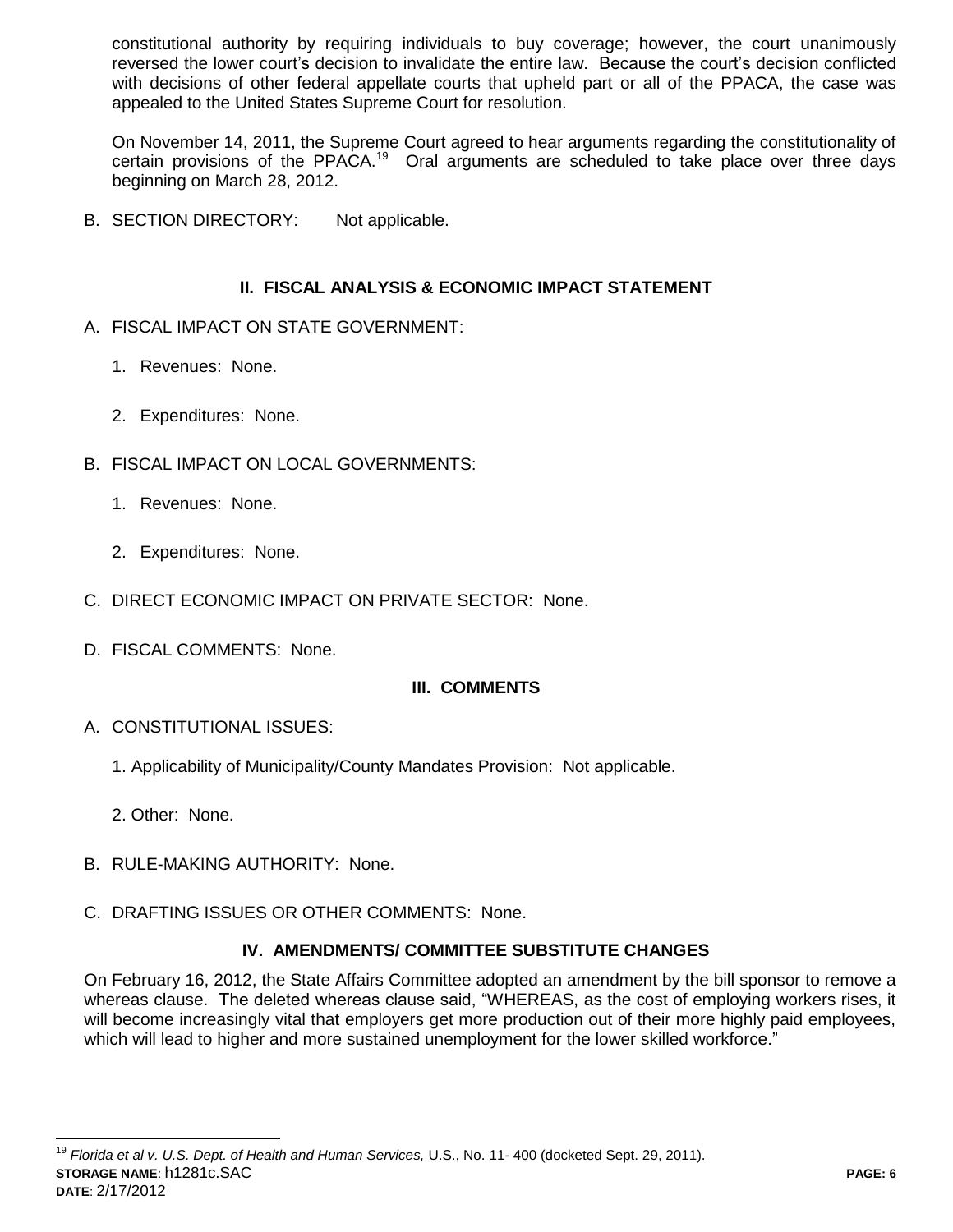constitutional authority by requiring individuals to buy coverage; however, the court unanimously reversed the lower court's decision to invalidate the entire law. Because the court's decision conflicted with decisions of other federal appellate courts that upheld part or all of the PPACA, the case was appealed to the United States Supreme Court for resolution.

On November 14, 2011, the Supreme Court agreed to hear arguments regarding the constitutionality of certain provisions of the PPACA.[19] Oral arguments are scheduled to take place over three days beginning on March 28, 2012.

B. SECTION DIRECTORY: Not applicable.

## II. FISCAL ANALYSIS & ECONOMIC IMPACT STATEMENT

A. FISCAL IMPACT ON STATE GOVERNMENT:

1. Revenues: None.

2. Expenditures: None.

B. FISCAL IMPACT ON LOCAL GOVERNMENTS:

1. Revenues: None.

2. Expenditures: None.

C. DIRECT ECONOMIC IMPACT ON PRIVATE SECTOR: None.

D. FISCAL COMMENTS: None.

## III. COMMENTS

A. CONSTITUTIONAL ISSUES:

1. Applicability of Municipality/County Mandates Provision: Not applicable.

2. Other: None.

B. RULE-MAKING AUTHORITY: None.

C. DRAFTING ISSUES OR OTHER COMMENTS: None.

## IV. AMENDMENTS/ COMMITTEE SUBSTITUTE CHANGES

On February 16, 2012, the State Affairs Committee adopted an amendment by the bill sponsor to remove a whereas clause. The deleted whereas clause said, "WHEREAS, as the cost of employing workers rises, it will become increasingly vital that employers get more production out of their more highly paid employees, which will lead to higher and more sustained unemployment for the lower skilled workforce."

---

[19] *Florida et al v. U.S. Dept. of Health and Human Services,* U.S., No. 11- 400 (docketed Sept. 29, 2011).